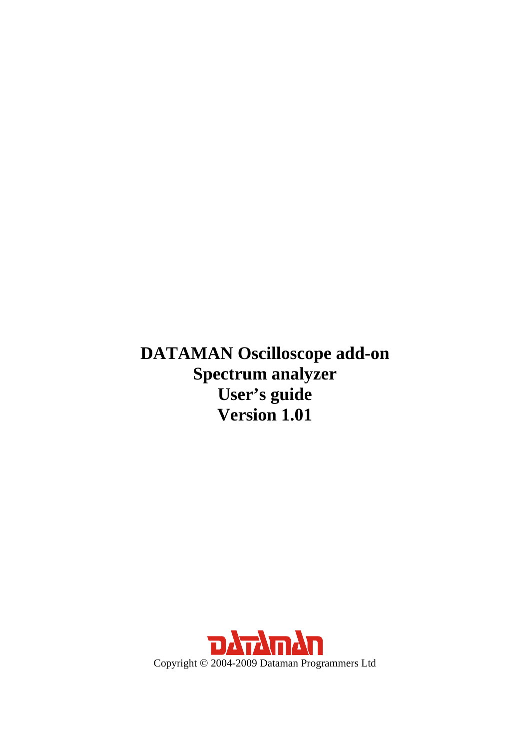# DATAMAN Oscilloscope add-on
# Spectrum analyzer
# User's guide
# Version 1.01

DATAMAN

Copyright © 2004-2009 Dataman Programmers Ltd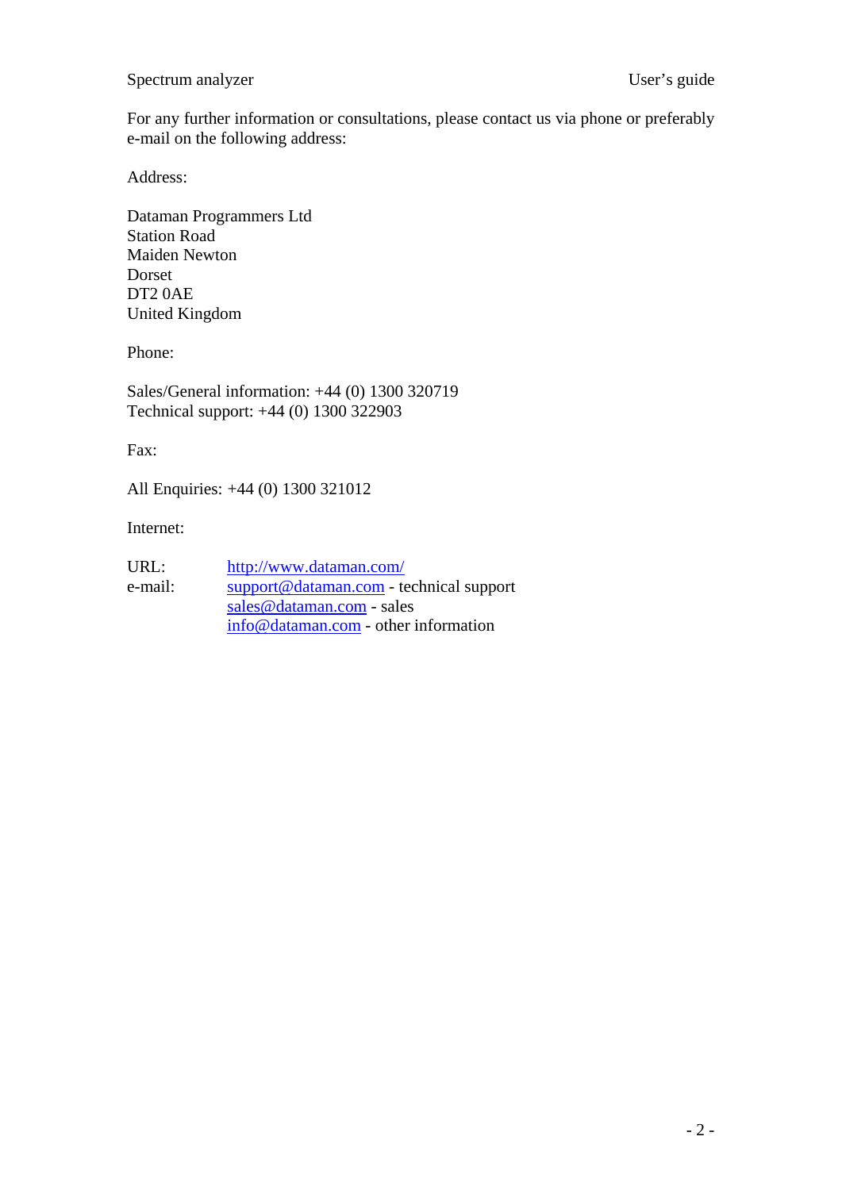For any further information or consultations, please contact us via phone or preferably e-mail on the following address:

Address:

Dataman Programmers Ltd
Station Road
Maiden Newton
Dorset
DT2 0AE
United Kingdom

Phone:

Sales/General information: +44 (0) 1300 320719
Technical support: +44 (0) 1300 322903

Fax:

All Enquiries: +44 (0) 1300 321012

Internet:

| | |
|---|---|
| URL: | http://www.dataman.com/ |
| e-mail: | support@dataman.com - technical support |
| | sales@dataman.com - sales |
| | info@dataman.com - other information |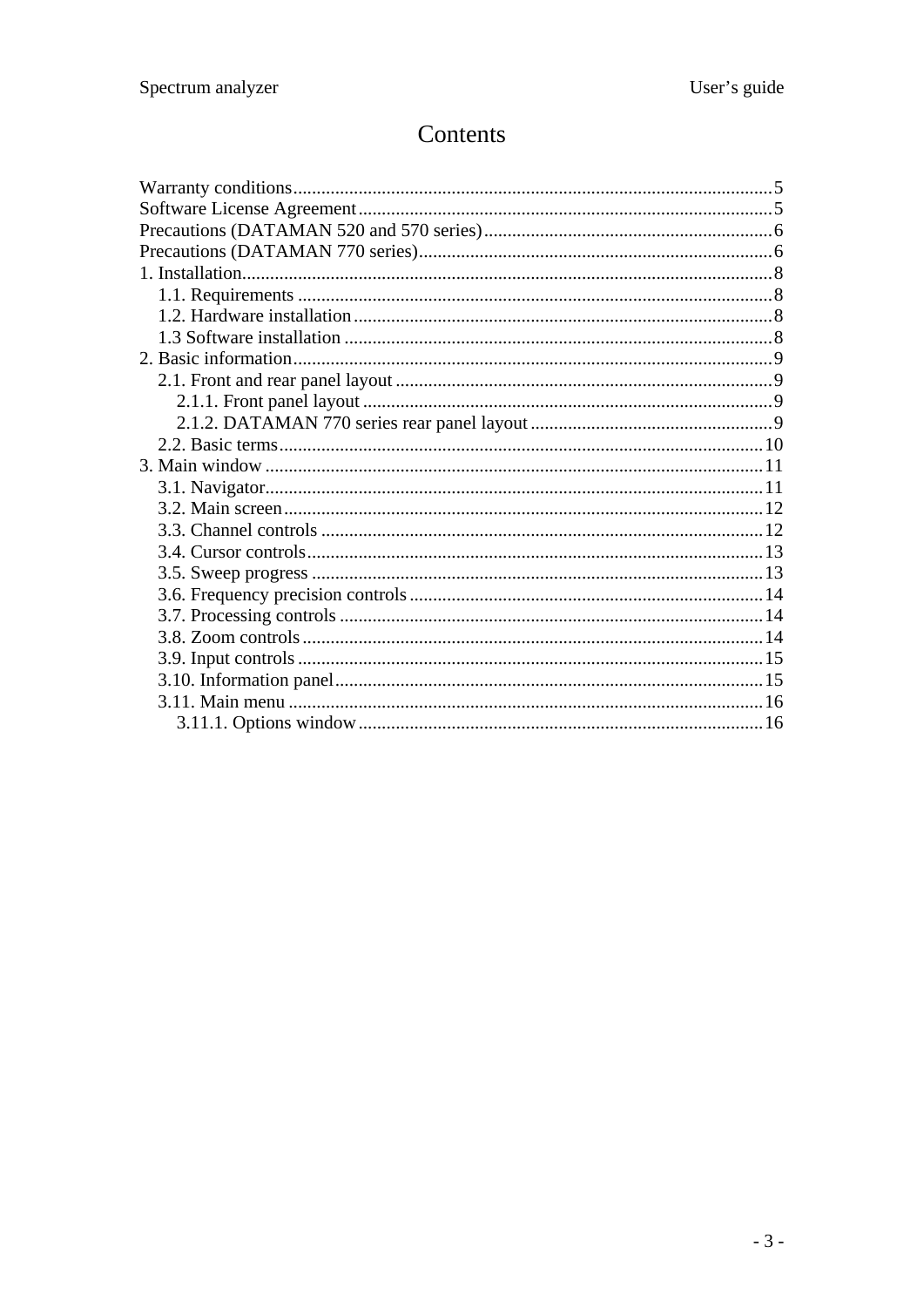# Contents

Warranty conditions......................................................................................................5
Software License Agreement........................................................................................5
Precautions (DATAMAN 520 and 570 series).............................................................6
Precautions (DATAMAN 770 series)...........................................................................6
1. Installation.................................................................................................................8
  1.1. Requirements ....................................................................................................8
  1.2. Hardware installation.........................................................................................8
  1.3 Software installation ...........................................................................................8
2. Basic information.......................................................................................................9
  2.1. Front and rear panel layout ................................................................................9
    2.1.1. Front panel layout .......................................................................................9
    2.1.2. DATAMAN 770 series rear panel layout....................................................9
  2.2. Basic terms........................................................................................................10
3. Main window ...........................................................................................................11
  3.1. Navigator..........................................................................................................11
  3.2. Main screen.......................................................................................................12
  3.3. Channel controls ...............................................................................................12
  3.4. Cursor controls..................................................................................................13
  3.5. Sweep progress .................................................................................................13
  3.6. Frequency precision controls............................................................................14
  3.7. Processing controls ...........................................................................................14
  3.8. Zoom controls...................................................................................................14
  3.9. Input controls....................................................................................................15
  3.10. Information panel............................................................................................15
  3.11. Main menu ......................................................................................................16
    3.11.1. Options window.......................................................................................16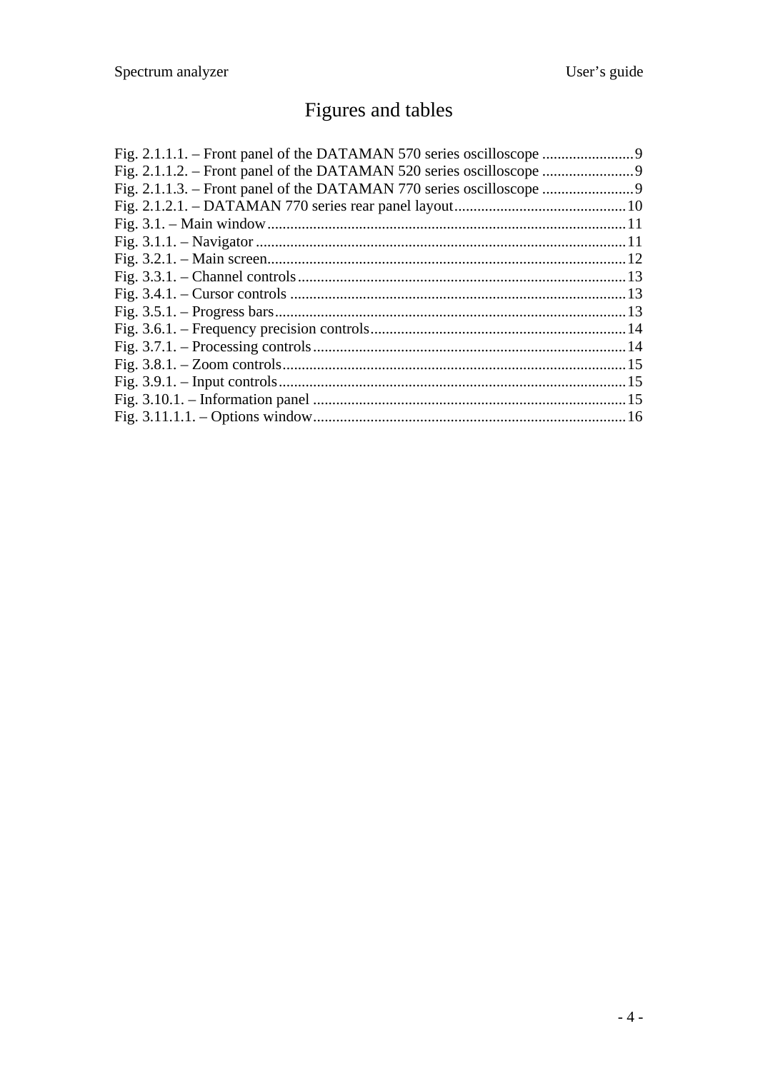# Figures and tables

Fig. 2.1.1.1. – Front panel of the DATAMAN 570 series oscilloscope ........................9
Fig. 2.1.1.2. – Front panel of the DATAMAN 520 series oscilloscope ........................9
Fig. 2.1.1.3. – Front panel of the DATAMAN 770 series oscilloscope ........................9
Fig. 2.1.2.1. – DATAMAN 770 series rear panel layout.............................................10
Fig. 3.1. – Main window..............................................................................................11
Fig. 3.1.1. – Navigator ................................................................................................11
Fig. 3.2.1. – Main screen..............................................................................................12
Fig. 3.3.1. – Channel controls......................................................................................13
Fig. 3.4.1. – Cursor controls ........................................................................................13
Fig. 3.5.1. – Progress bars............................................................................................13
Fig. 3.6.1. – Frequency precision controls...................................................................14
Fig. 3.7.1. – Processing controls..................................................................................14
Fig. 3.8.1. – Zoom controls..........................................................................................15
Fig. 3.9.1. – Input controls...........................................................................................15
Fig. 3.10.1. – Information panel ..................................................................................15
Fig. 3.11.1.1. – Options window..................................................................................16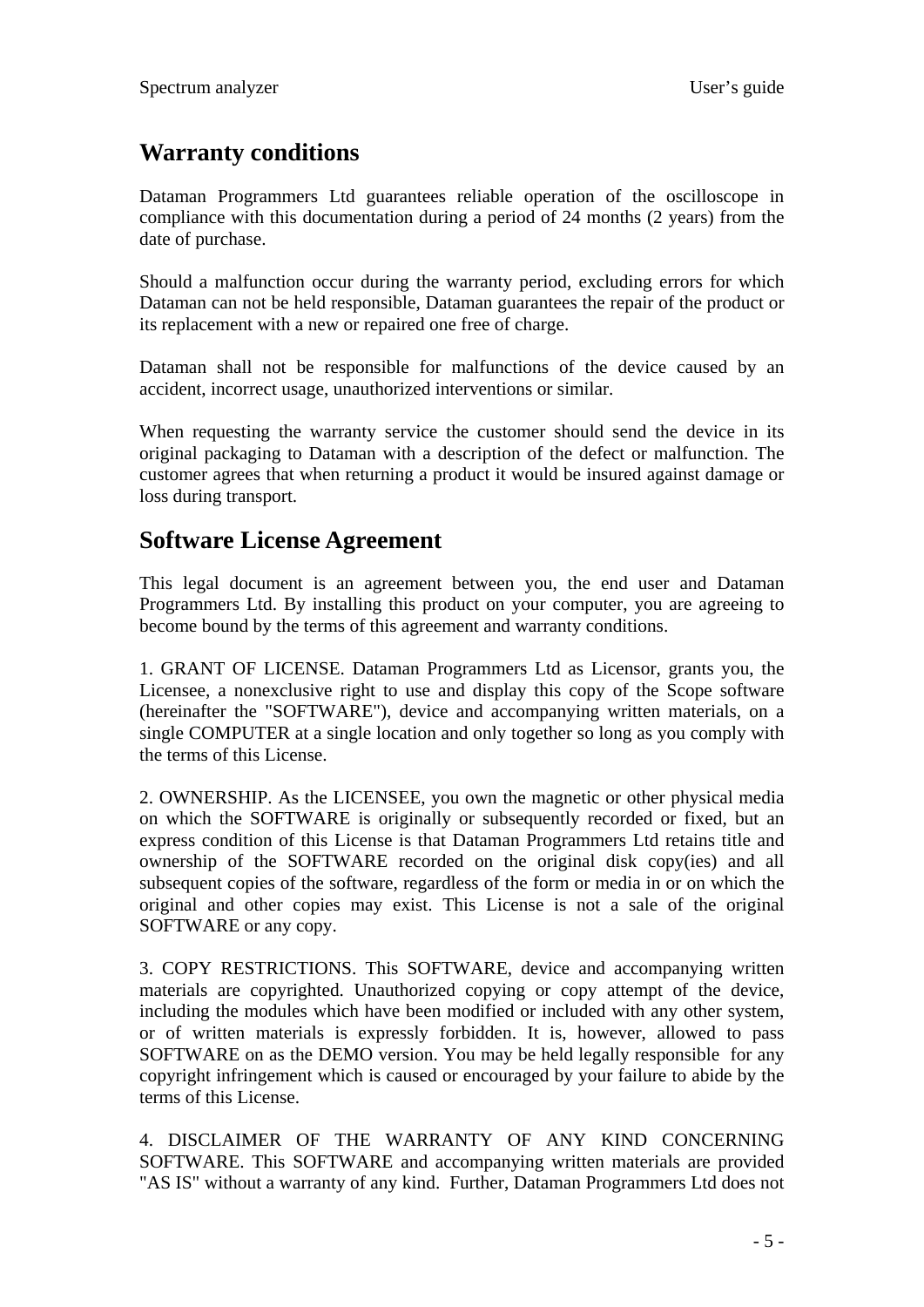## Warranty conditions

Dataman Programmers Ltd guarantees reliable operation of the oscilloscope in compliance with this documentation during a period of 24 months (2 years) from the date of purchase.

Should a malfunction occur during the warranty period, excluding errors for which Dataman can not be held responsible, Dataman guarantees the repair of the product or its replacement with a new or repaired one free of charge.

Dataman shall not be responsible for malfunctions of the device caused by an accident, incorrect usage, unauthorized interventions or similar.

When requesting the warranty service the customer should send the device in its original packaging to Dataman with a description of the defect or malfunction. The customer agrees that when returning a product it would be insured against damage or loss during transport.

## Software License Agreement

This legal document is an agreement between you, the end user and Dataman Programmers Ltd. By installing this product on your computer, you are agreeing to become bound by the terms of this agreement and warranty conditions.

1. GRANT OF LICENSE. Dataman Programmers Ltd as Licensor, grants you, the Licensee, a nonexclusive right to use and display this copy of the Scope software (hereinafter the "SOFTWARE"), device and accompanying written materials, on a single COMPUTER at a single location and only together so long as you comply with the terms of this License.

2. OWNERSHIP. As the LICENSEE, you own the magnetic or other physical media on which the SOFTWARE is originally or subsequently recorded or fixed, but an express condition of this License is that Dataman Programmers Ltd retains title and ownership of the SOFTWARE recorded on the original disk copy(ies) and all subsequent copies of the software, regardless of the form or media in or on which the original and other copies may exist. This License is not a sale of the original SOFTWARE or any copy.

3. COPY RESTRICTIONS. This SOFTWARE, device and accompanying written materials are copyrighted. Unauthorized copying or copy attempt of the device, including the modules which have been modified or included with any other system, or of written materials is expressly forbidden. It is, however, allowed to pass SOFTWARE on as the DEMO version. You may be held legally responsible for any copyright infringement which is caused or encouraged by your failure to abide by the terms of this License.

4. DISCLAIMER OF THE WARRANTY OF ANY KIND CONCERNING SOFTWARE. This SOFTWARE and accompanying written materials are provided "AS IS" without a warranty of any kind. Further, Dataman Programmers Ltd does not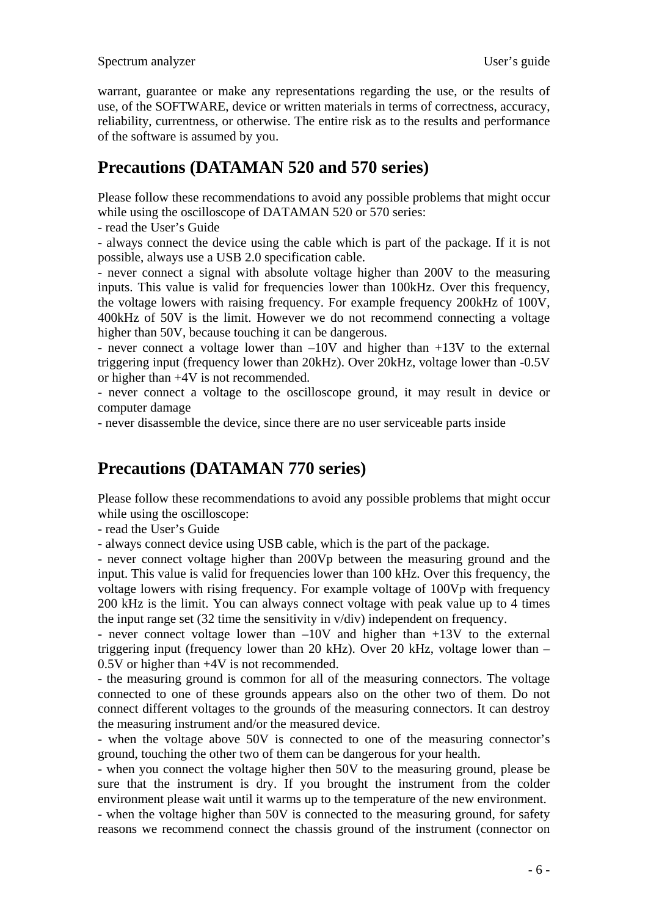warrant, guarantee or make any representations regarding the use, or the results of use, of the SOFTWARE, device or written materials in terms of correctness, accuracy, reliability, currentness, or otherwise. The entire risk as to the results and performance of the software is assumed by you.

## Precautions (DATAMAN 520 and 570 series)

Please follow these recommendations to avoid any possible problems that might occur while using the oscilloscope of DATAMAN 520 or 570 series:

- read the User's Guide
- always connect the device using the cable which is part of the package. If it is not possible, always use a USB 2.0 specification cable.
- never connect a signal with absolute voltage higher than 200V to the measuring inputs. This value is valid for frequencies lower than 100kHz. Over this frequency, the voltage lowers with raising frequency. For example frequency 200kHz of 100V, 400kHz of 50V is the limit. However we do not recommend connecting a voltage higher than 50V, because touching it can be dangerous.
- never connect a voltage lower than –10V and higher than +13V to the external triggering input (frequency lower than 20kHz). Over 20kHz, voltage lower than -0.5V or higher than +4V is not recommended.
- never connect a voltage to the oscilloscope ground, it may result in device or computer damage
- never disassemble the device, since there are no user serviceable parts inside

## Precautions (DATAMAN 770 series)

Please follow these recommendations to avoid any possible problems that might occur while using the oscilloscope:

- read the User's Guide
- always connect device using USB cable, which is the part of the package.
- never connect voltage higher than 200Vp between the measuring ground and the input. This value is valid for frequencies lower than 100 kHz. Over this frequency, the voltage lowers with rising frequency. For example voltage of 100Vp with frequency 200 kHz is the limit. You can always connect voltage with peak value up to 4 times the input range set (32 time the sensitivity in v/div) independent on frequency.
- never connect voltage lower than –10V and higher than +13V to the external triggering input (frequency lower than 20 kHz). Over 20 kHz, voltage lower than –0.5V or higher than +4V is not recommended.
- the measuring ground is common for all of the measuring connectors. The voltage connected to one of these grounds appears also on the other two of them. Do not connect different voltages to the grounds of the measuring connectors. It can destroy the measuring instrument and/or the measured device.
- when the voltage above 50V is connected to one of the measuring connector's ground, touching the other two of them can be dangerous for your health.
- when you connect the voltage higher then 50V to the measuring ground, please be sure that the instrument is dry. If you brought the instrument from the colder environment please wait until it warms up to the temperature of the new environment.
- when the voltage higher than 50V is connected to the measuring ground, for safety reasons we recommend connect the chassis ground of the instrument (connector on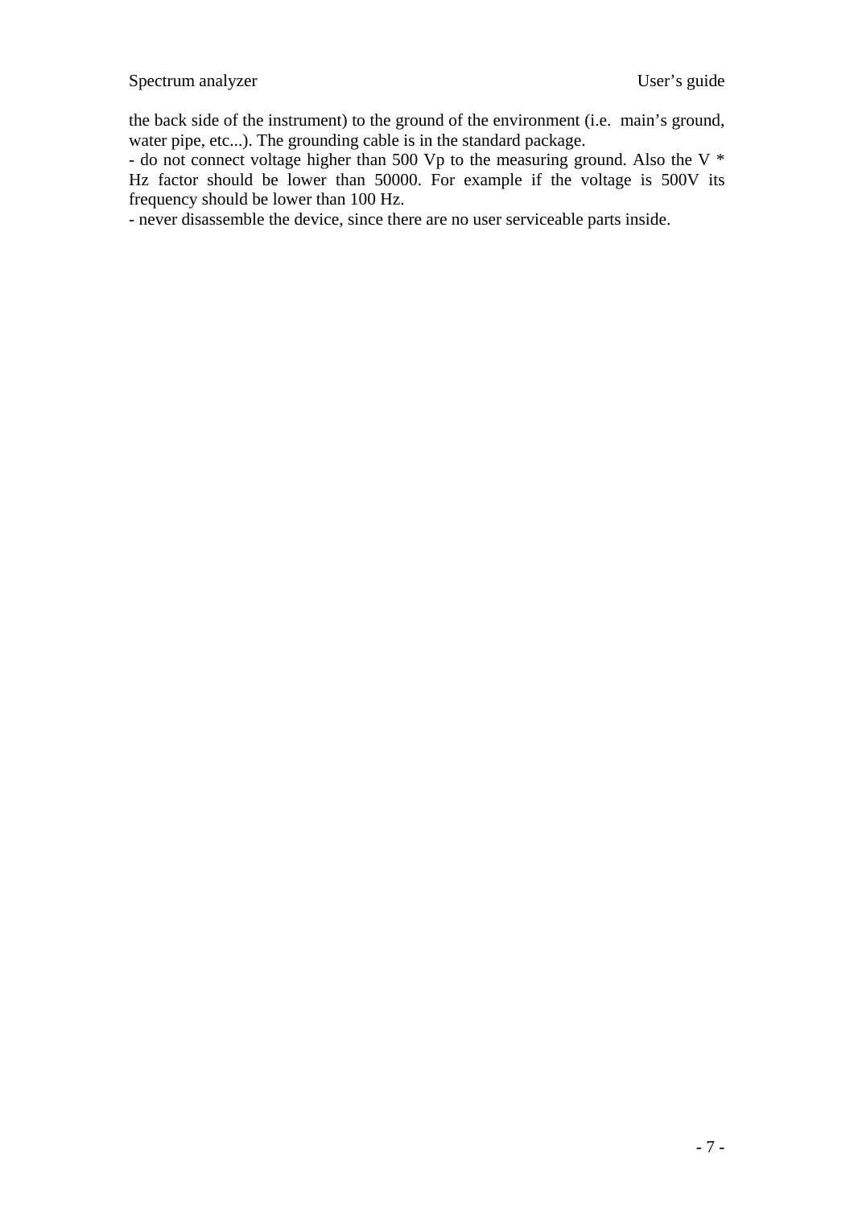the back side of the instrument) to the ground of the environment (i.e. main's ground, water pipe, etc...). The grounding cable is in the standard package.

- do not connect voltage higher than 500 Vp to the measuring ground. Also the V * Hz factor should be lower than 50000. For example if the voltage is 500V its frequency should be lower than 100 Hz.
- never disassemble the device, since there are no user serviceable parts inside.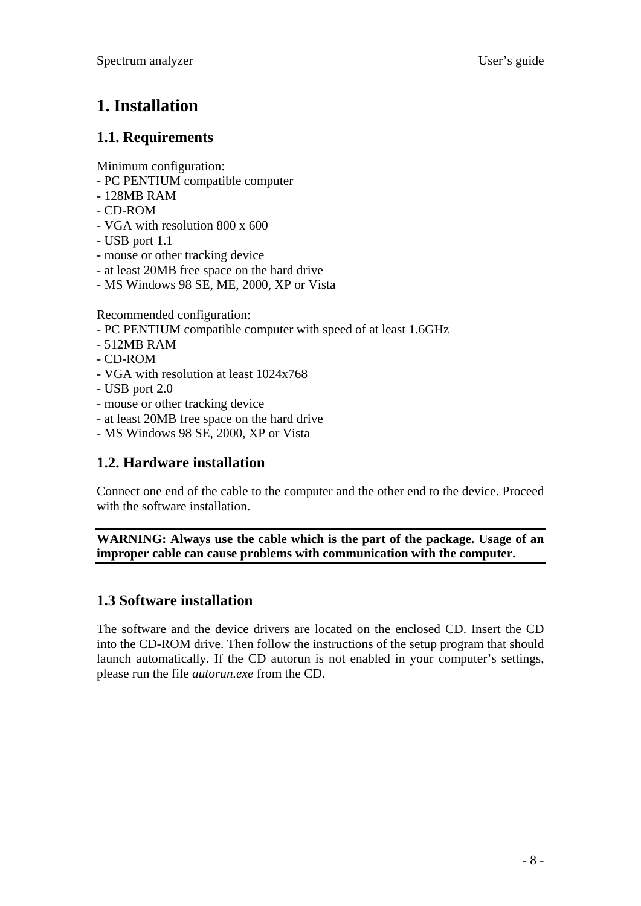# 1. Installation

## 1.1. Requirements

Minimum configuration:
- PC PENTIUM compatible computer
- 128MB RAM
- CD-ROM
- VGA with resolution 800 x 600
- USB port 1.1
- mouse or other tracking device
- at least 20MB free space on the hard drive
- MS Windows 98 SE, ME, 2000, XP or Vista

Recommended configuration:
- PC PENTIUM compatible computer with speed of at least 1.6GHz
- 512MB RAM
- CD-ROM
- VGA with resolution at least 1024x768
- USB port 2.0
- mouse or other tracking device
- at least 20MB free space on the hard drive
- MS Windows 98 SE, 2000, XP or Vista

## 1.2. Hardware installation

Connect one end of the cable to the computer and the other end to the device. Proceed with the software installation.

**WARNING: Always use the cable which is the part of the package. Usage of an improper cable can cause problems with communication with the computer.**

## 1.3 Software installation

The software and the device drivers are located on the enclosed CD. Insert the CD into the CD-ROM drive. Then follow the instructions of the setup program that should launch automatically. If the CD autorun is not enabled in your computer's settings, please run the file *autorun.exe* from the CD.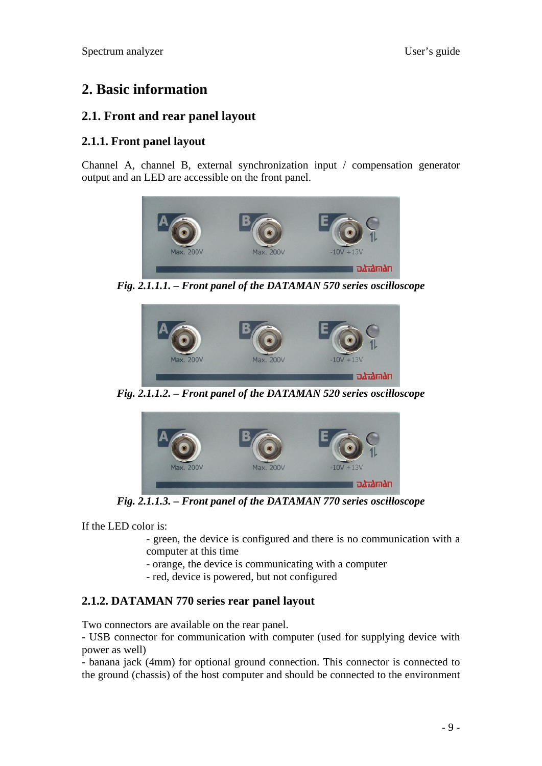# 2. Basic information

## 2.1. Front and rear panel layout

### 2.1.1. Front panel layout

Channel A, channel B, external synchronization input / compensation generator output and an LED are accessible on the front panel.

*Fig. 2.1.1.1. – Front panel of the DATAMAN 570 series oscilloscope*

*Fig. 2.1.1.2. – Front panel of the DATAMAN 520 series oscilloscope*

*Fig. 2.1.1.3. – Front panel of the DATAMAN 770 series oscilloscope*

If the LED color is:

- green, the device is configured and there is no communication with a computer at this time
- orange, the device is communicating with a computer
- red, device is powered, but not configured

### 2.1.2. DATAMAN 770 series rear panel layout

Two connectors are available on the rear panel.
- USB connector for communication with computer (used for supplying device with power as well)
- banana jack (4mm) for optional ground connection. This connector is connected to the ground (chassis) of the host computer and should be connected to the environment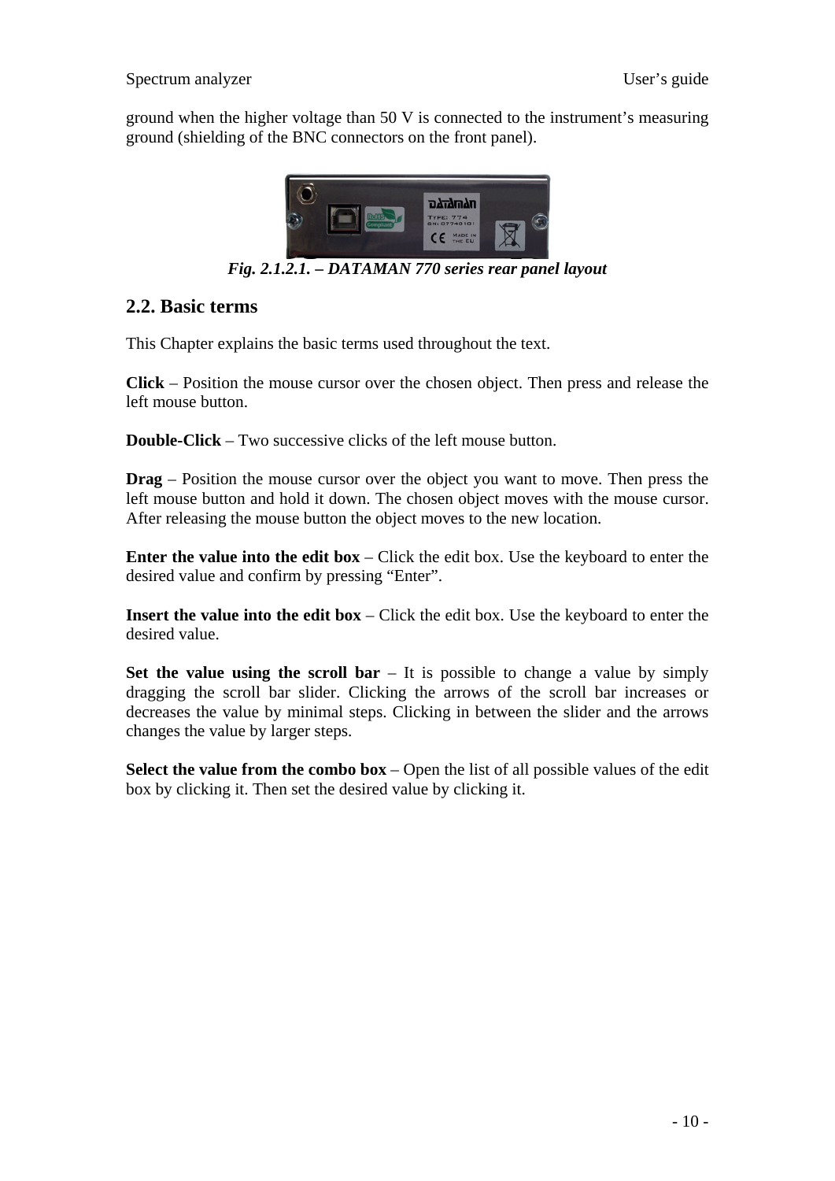ground when the higher voltage than 50 V is connected to the instrument's measuring ground (shielding of the BNC connectors on the front panel).

***Fig. 2.1.2.1. – DATAMAN 770 series rear panel layout***

## 2.2. Basic terms

This Chapter explains the basic terms used throughout the text.

**Click** – Position the mouse cursor over the chosen object. Then press and release the left mouse button.

**Double-Click** – Two successive clicks of the left mouse button.

**Drag** – Position the mouse cursor over the object you want to move. Then press the left mouse button and hold it down. The chosen object moves with the mouse cursor. After releasing the mouse button the object moves to the new location.

**Enter the value into the edit box** – Click the edit box. Use the keyboard to enter the desired value and confirm by pressing "Enter".

**Insert the value into the edit box** – Click the edit box. Use the keyboard to enter the desired value.

**Set the value using the scroll bar** – It is possible to change a value by simply dragging the scroll bar slider. Clicking the arrows of the scroll bar increases or decreases the value by minimal steps. Clicking in between the slider and the arrows changes the value by larger steps.

**Select the value from the combo box** – Open the list of all possible values of the edit box by clicking it. Then set the desired value by clicking it.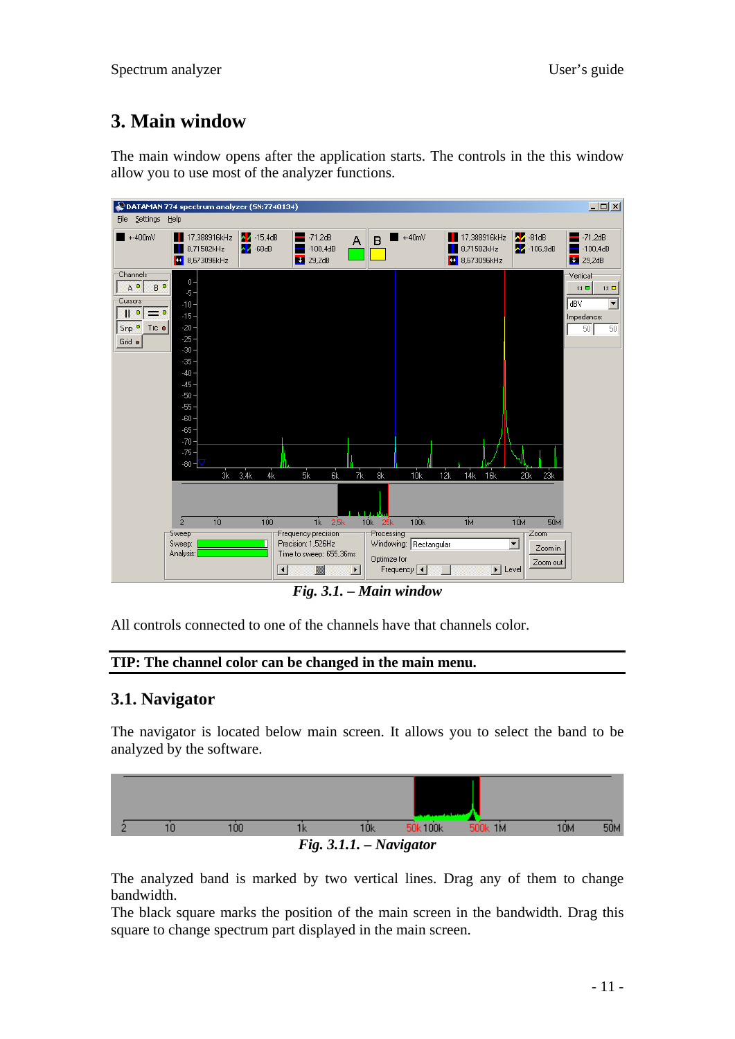# 3. Main window

The main window opens after the application starts. The controls in the this window allow you to use most of the analyzer functions.

*Fig. 3.1. – Main window*

All controls connected to one of the channels have that channels color.

**TIP: The channel color can be changed in the main menu.**

## 3.1. Navigator

The navigator is located below main screen. It allows you to select the band to be analyzed by the software.

*Fig. 3.1.1. – Navigator*

The analyzed band is marked by two vertical lines. Drag any of them to change bandwidth.

The black square marks the position of the main screen in the bandwidth. Drag this square to change spectrum part displayed in the main screen.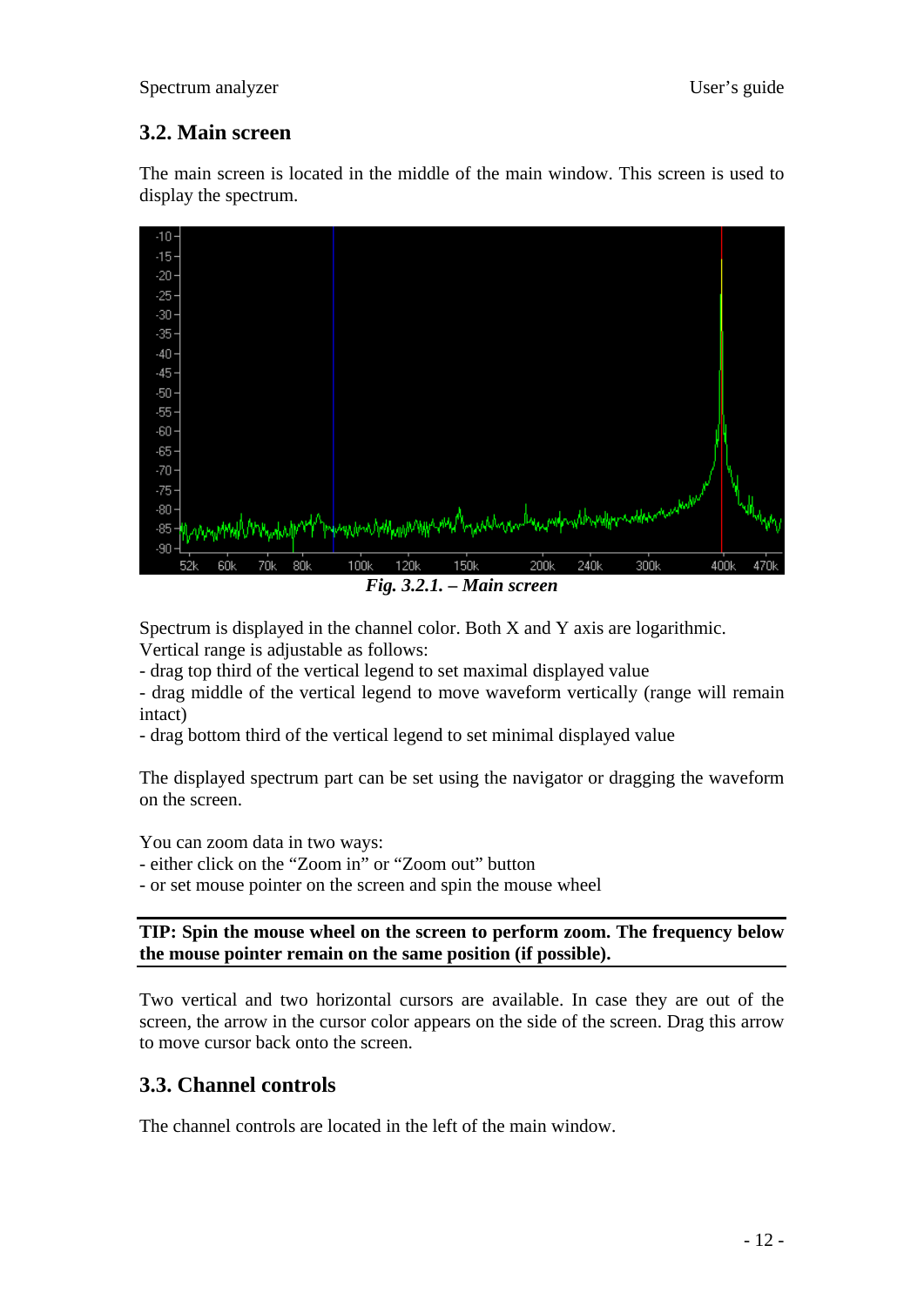## 3.2. Main screen

The main screen is located in the middle of the main window. This screen is used to display the spectrum.

*Fig. 3.2.1. – Main screen*

Spectrum is displayed in the channel color. Both X and Y axis are logarithmic.
Vertical range is adjustable as follows:

- drag top third of the vertical legend to set maximal displayed value
- drag middle of the vertical legend to move waveform vertically (range will remain intact)
- drag bottom third of the vertical legend to set minimal displayed value

The displayed spectrum part can be set using the navigator or dragging the waveform on the screen.

You can zoom data in two ways:

- either click on the "Zoom in" or "Zoom out" button
- or set mouse pointer on the screen and spin the mouse wheel

---

**TIP: Spin the mouse wheel on the screen to perform zoom. The frequency below the mouse pointer remain on the same position (if possible).**

---

Two vertical and two horizontal cursors are available. In case they are out of the screen, the arrow in the cursor color appears on the side of the screen. Drag this arrow to move cursor back onto the screen.

## 3.3. Channel controls

The channel controls are located in the left of the main window.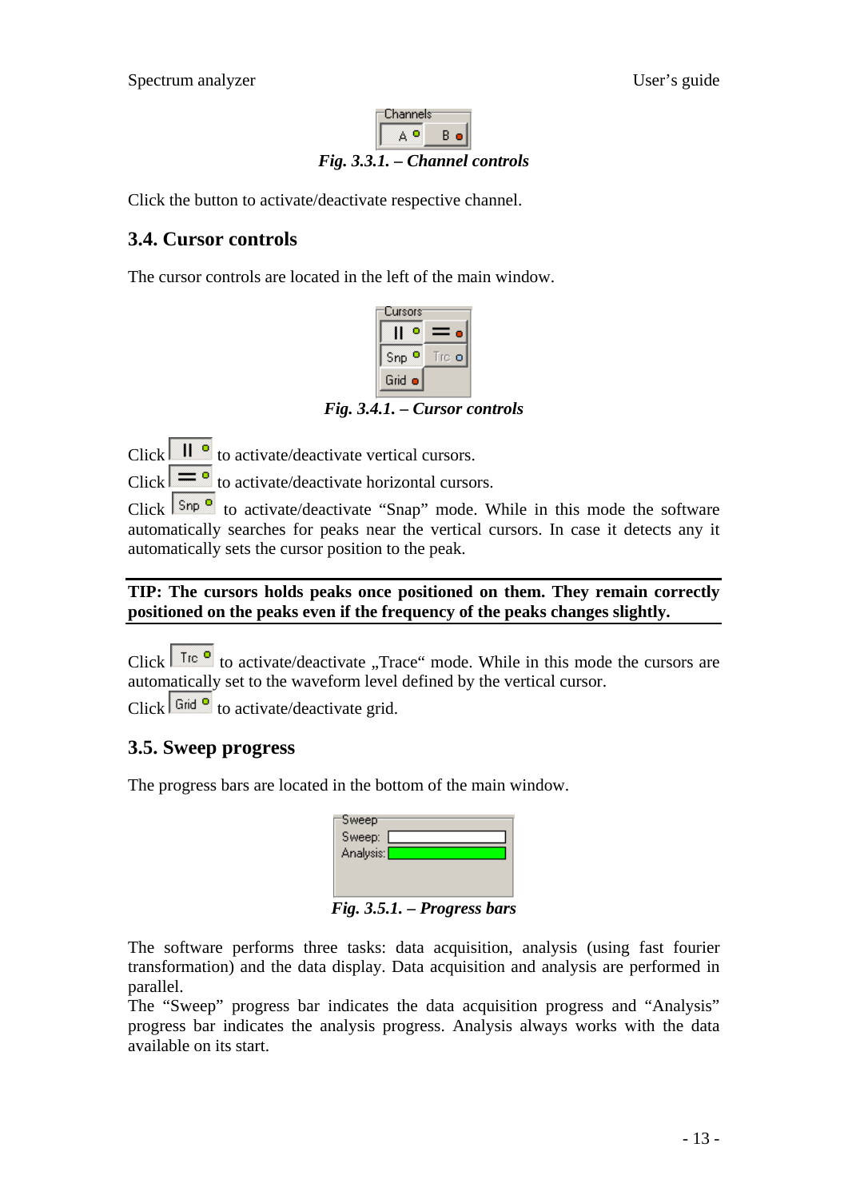*Fig. 3.3.1. – Channel controls*

Click the button to activate/deactivate respective channel.

## 3.4. Cursor controls

The cursor controls are located in the left of the main window.

*Fig. 3.4.1. – Cursor controls*

Click [ || ] to activate/deactivate vertical cursors.

Click [ = ] to activate/deactivate horizontal cursors.

Click [ Snp ] to activate/deactivate "Snap" mode. While in this mode the software automatically searches for peaks near the vertical cursors. In case it detects any it automatically sets the cursor position to the peak.

**TIP: The cursors holds peaks once positioned on them. They remain correctly positioned on the peaks even if the frequency of the peaks changes slightly.**

Click [ Trc ] to activate/deactivate „Trace" mode. While in this mode the cursors are automatically set to the waveform level defined by the vertical cursor.

Click [ Grid ] to activate/deactivate grid.

## 3.5. Sweep progress

The progress bars are located in the bottom of the main window.

*Fig. 3.5.1. – Progress bars*

The software performs three tasks: data acquisition, analysis (using fast fourier transformation) and the data display. Data acquisition and analysis are performed in parallel.

The "Sweep" progress bar indicates the data acquisition progress and "Analysis" progress bar indicates the analysis progress. Analysis always works with the data available on its start.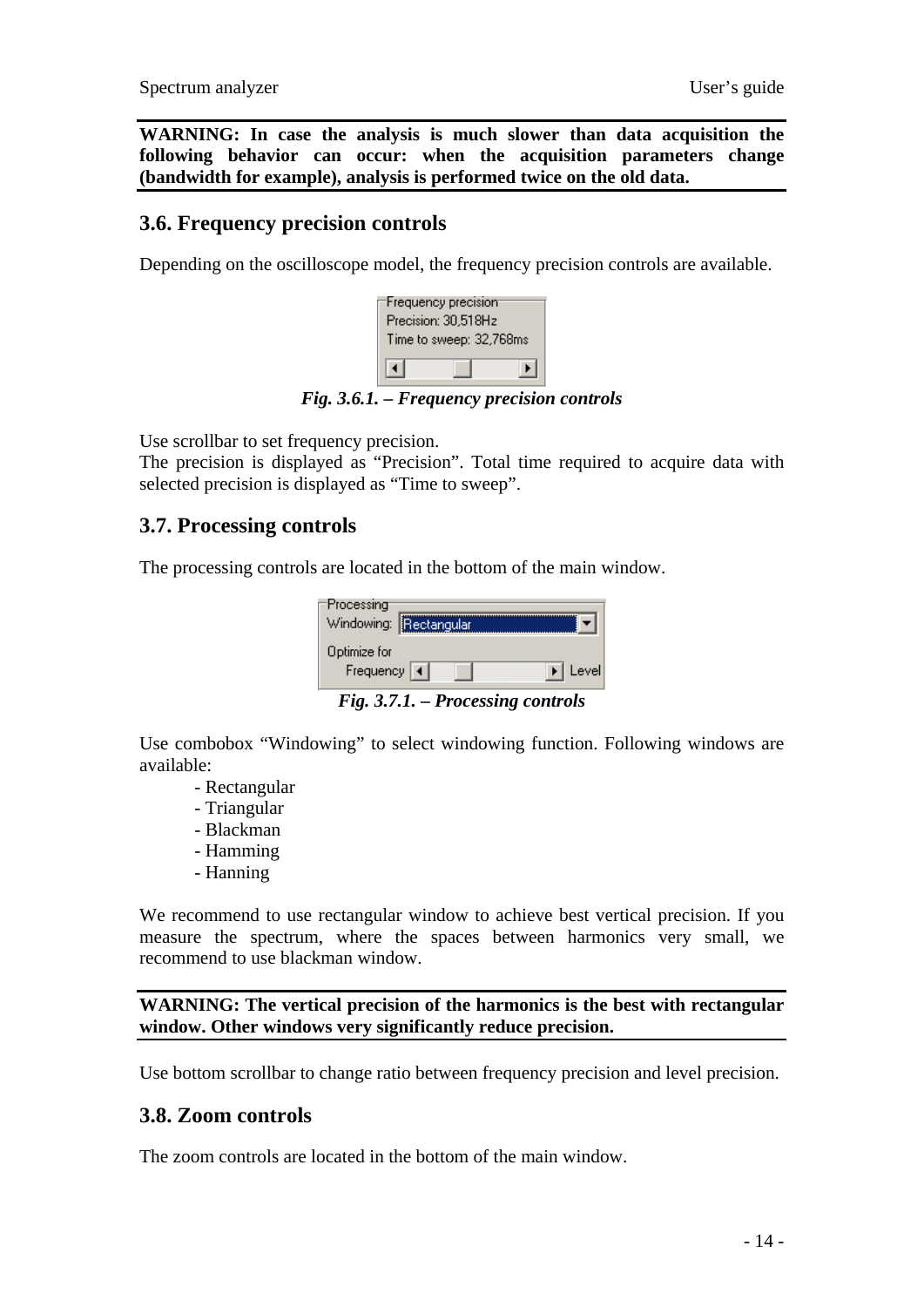**WARNING: In case the analysis is much slower than data acquisition the following behavior can occur: when the acquisition parameters change (bandwidth for example), analysis is performed twice on the old data.**

## 3.6. Frequency precision controls

Depending on the oscilloscope model, the frequency precision controls are available.

***Fig. 3.6.1. – Frequency precision controls***

Use scrollbar to set frequency precision.
The precision is displayed as “Precision”. Total time required to acquire data with selected precision is displayed as “Time to sweep”.

## 3.7. Processing controls

The processing controls are located in the bottom of the main window.

***Fig. 3.7.1. – Processing controls***

Use combobox “Windowing” to select windowing function. Following windows are available:

- Rectangular
- Triangular
- Blackman
- Hamming
- Hanning

We recommend to use rectangular window to achieve best vertical precision. If you measure the spectrum, where the spaces between harmonics very small, we recommend to use blackman window.

**WARNING: The vertical precision of the harmonics is the best with rectangular window. Other windows very significantly reduce precision.**

Use bottom scrollbar to change ratio between frequency precision and level precision.

## 3.8. Zoom controls

The zoom controls are located in the bottom of the main window.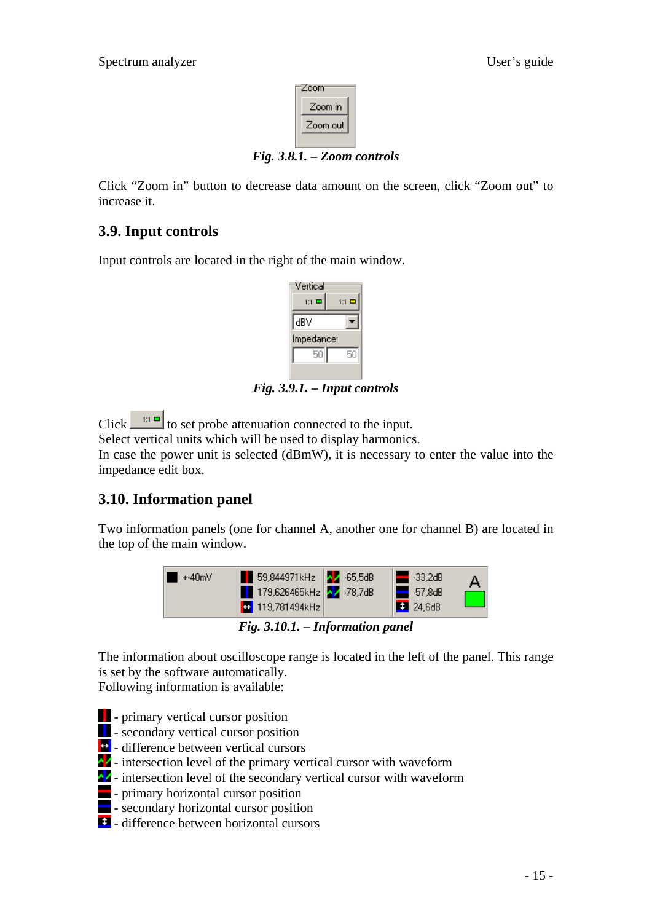*Fig. 3.8.1. – Zoom controls*

Click “Zoom in” button to decrease data amount on the screen, click “Zoom out” to increase it.

## 3.9. Input controls

Input controls are located in the right of the main window.

*Fig. 3.9.1. – Input controls*

Click to set probe attenuation connected to the input.
Select vertical units which will be used to display harmonics.
In case the power unit is selected (dBmW), it is necessary to enter the value into the impedance edit box.

## 3.10. Information panel

Two information panels (one for channel A, another one for channel B) are located in the top of the main window.

*Fig. 3.10.1. – Information panel*

The information about oscilloscope range is located in the left of the panel. This range is set by the software automatically.
Following information is available:

- primary vertical cursor position
- secondary vertical cursor position
- difference between vertical cursors
- intersection level of the primary vertical cursor with waveform
- intersection level of the secondary vertical cursor with waveform
- primary horizontal cursor position
- secondary horizontal cursor position
- difference between horizontal cursors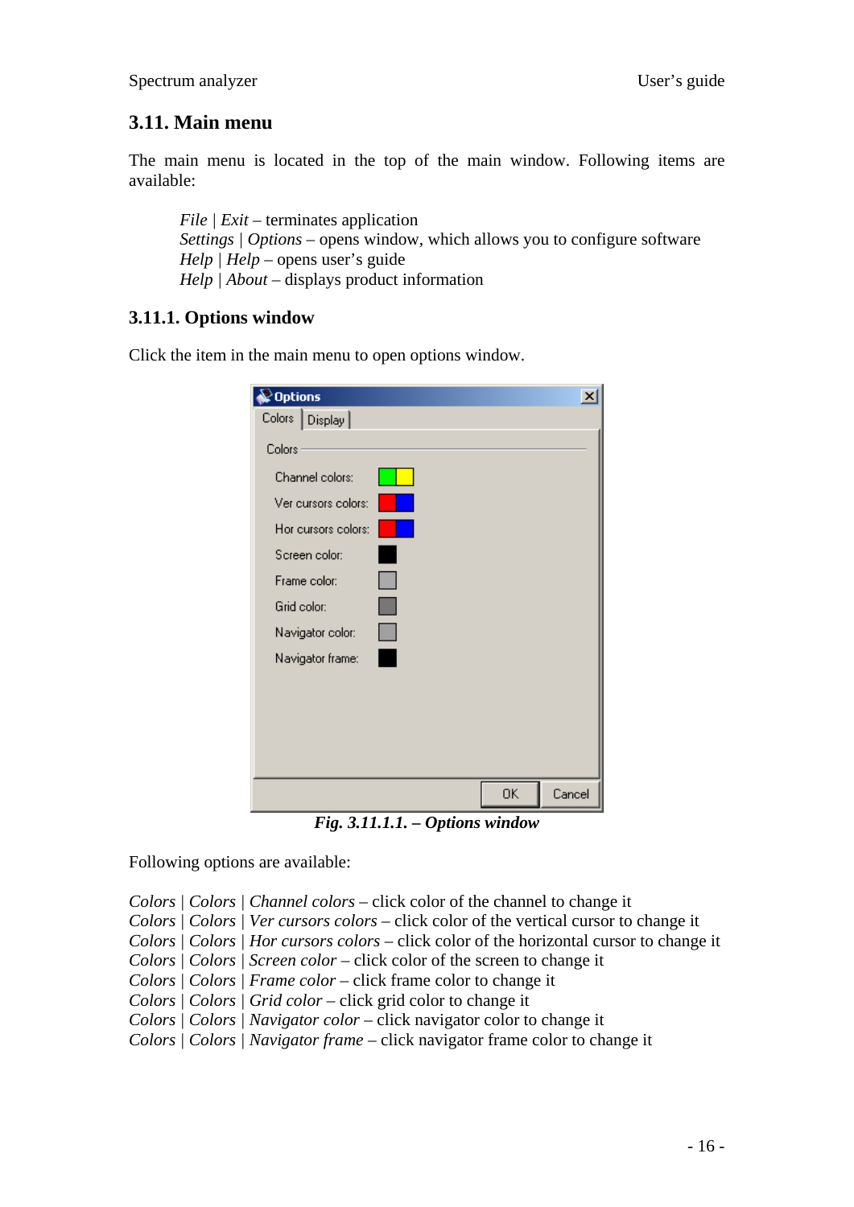## 3.11. Main menu

The main menu is located in the top of the main window. Following items are available:

> *File* | *Exit* – terminates application
> *Settings* | *Options* – opens window, which allows you to configure software
> *Help* | *Help* – opens user's guide
> *Help* | *About* – displays product information

### 3.11.1. Options window

Click the item in the main menu to open options window.

***Fig. 3.11.1.1. – Options window***

Following options are available:

*Colors* | *Colors* | *Channel colors* – click color of the channel to change it
*Colors* | *Colors* | *Ver cursors colors* – click color of the vertical cursor to change it
*Colors* | *Colors* | *Hor cursors colors* – click color of the horizontal cursor to change it
*Colors* | *Colors* | *Screen color* – click color of the screen to change it
*Colors* | *Colors* | *Frame color* – click frame color to change it
*Colors* | *Colors* | *Grid color* – click grid color to change it
*Colors* | *Colors* | *Navigator color* – click navigator color to change it
*Colors* | *Colors* | *Navigator frame* – click navigator frame color to change it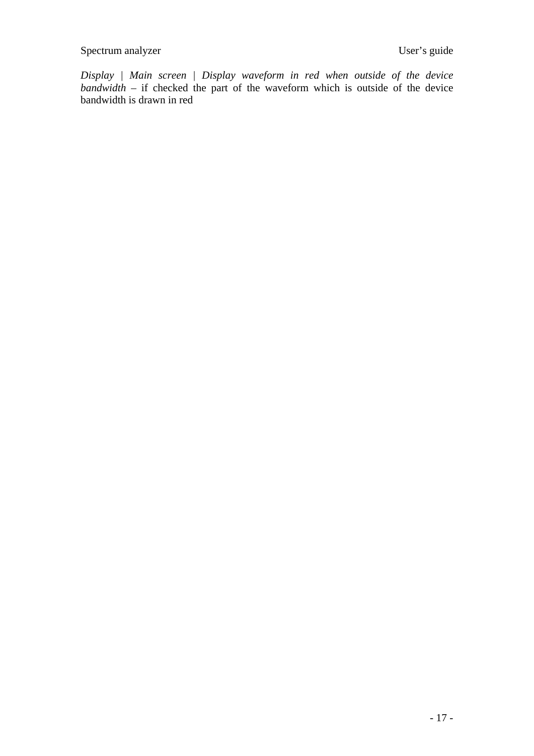*Display | Main screen | Display waveform in red when outside of the device bandwidth* – if checked the part of the waveform which is outside of the device bandwidth is drawn in red